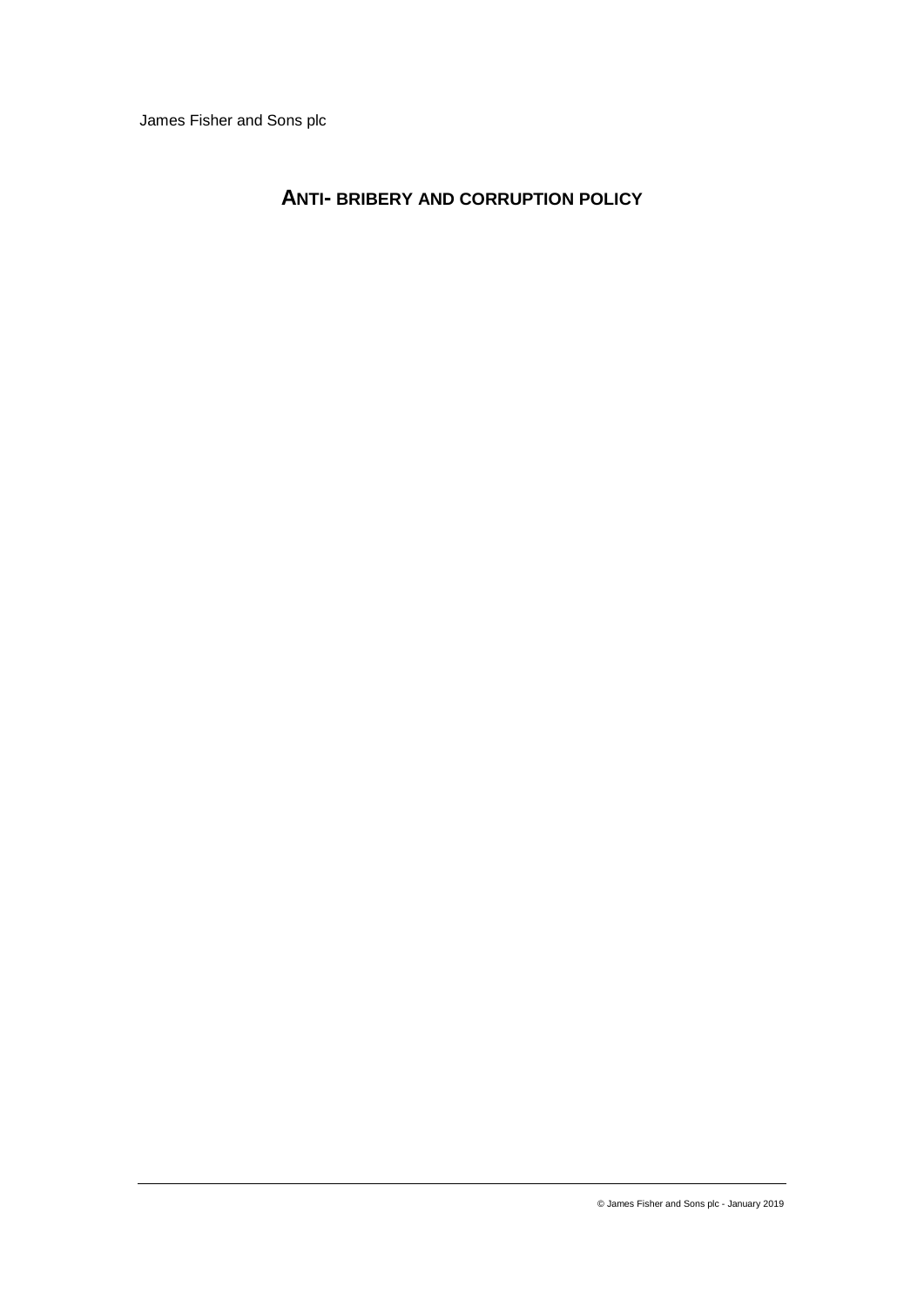James Fisher and Sons plc

# ANTI- BRIBERY AND CORRUPTION POLICY

© James Fisher and Sons plc - January 2019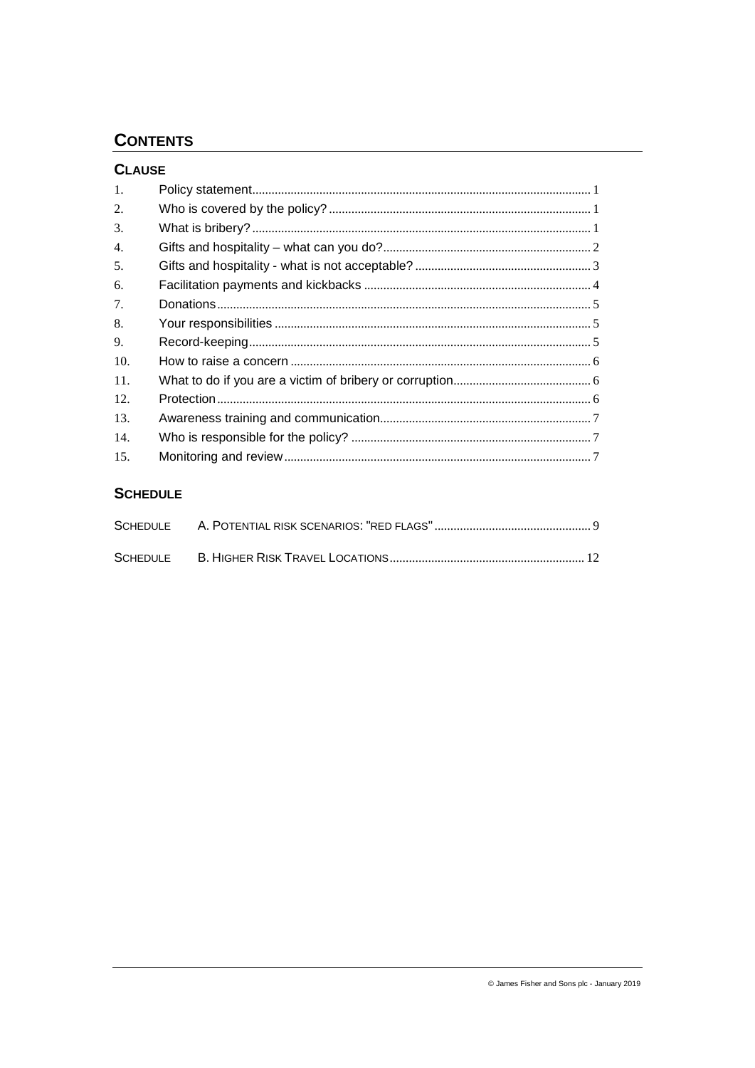# CONTENTS

## CLAUSE

| | | |
|---|---|---|
| 1. | Policy statement | 1 |
| 2. | Who is covered by the policy? | 1 |
| 3. | What is bribery? | 1 |
| 4. | Gifts and hospitality – what can you do? | 2 |
| 5. | Gifts and hospitality - what is not acceptable? | 3 |
| 6. | Facilitation payments and kickbacks | 4 |
| 7. | Donations | 5 |
| 8. | Your responsibilities | 5 |
| 9. | Record-keeping | 5 |
| 10. | How to raise a concern | 6 |
| 11. | What to do if you are a victim of bribery or corruption | 6 |
| 12. | Protection | 6 |
| 13. | Awareness training and communication | 7 |
| 14. | Who is responsible for the policy? | 7 |
| 15. | Monitoring and review | 7 |

## SCHEDULE

| | | |
|---|---|---|
| SCHEDULE | A. POTENTIAL RISK SCENARIOS: "RED FLAGS" | 9 |
| SCHEDULE | B. HIGHER RISK TRAVEL LOCATIONS | 12 |

© James Fisher and Sons plc - January 2019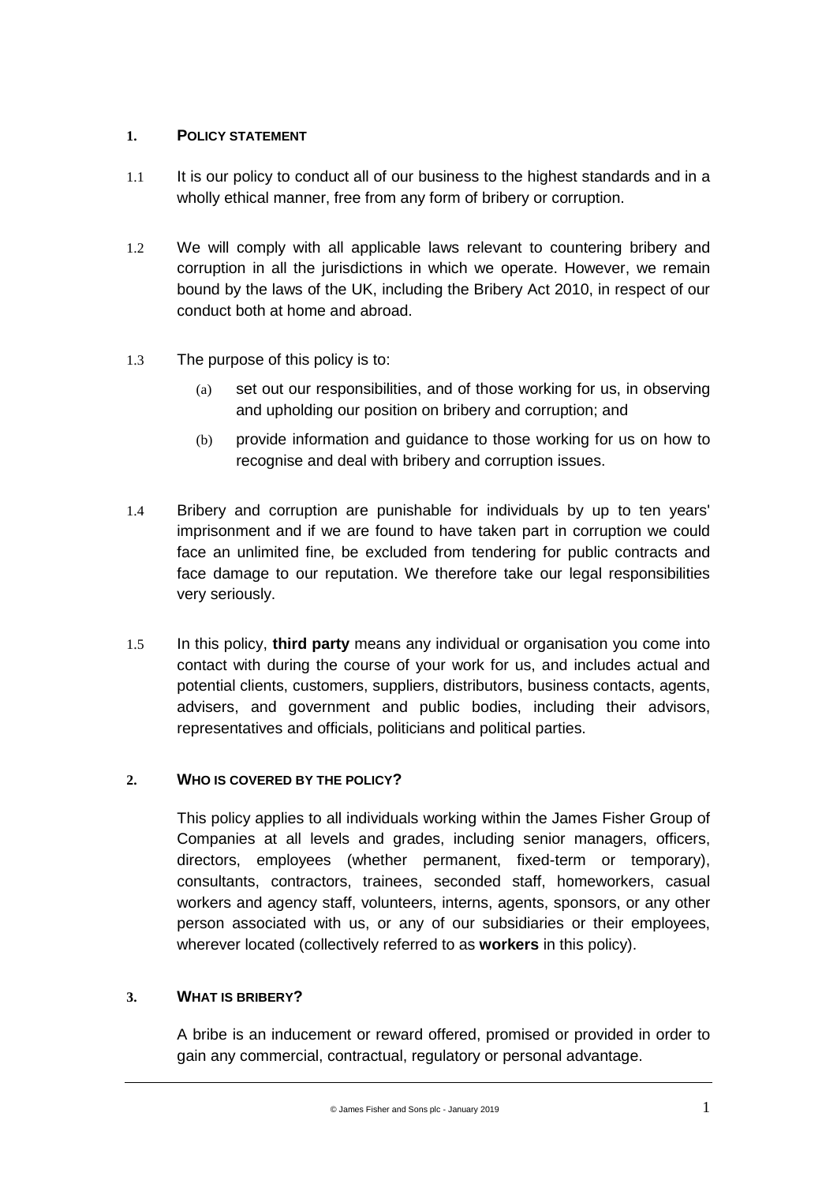## 1. POLICY STATEMENT

1.1 It is our policy to conduct all of our business to the highest standards and in a wholly ethical manner, free from any form of bribery or corruption.

1.2 We will comply with all applicable laws relevant to countering bribery and corruption in all the jurisdictions in which we operate. However, we remain bound by the laws of the UK, including the Bribery Act 2010, in respect of our conduct both at home and abroad.

1.3 The purpose of this policy is to:

(a) set out our responsibilities, and of those working for us, in observing and upholding our position on bribery and corruption; and

(b) provide information and guidance to those working for us on how to recognise and deal with bribery and corruption issues.

1.4 Bribery and corruption are punishable for individuals by up to ten years' imprisonment and if we are found to have taken part in corruption we could face an unlimited fine, be excluded from tendering for public contracts and face damage to our reputation. We therefore take our legal responsibilities very seriously.

1.5 In this policy, **third party** means any individual or organisation you come into contact with during the course of your work for us, and includes actual and potential clients, customers, suppliers, distributors, business contacts, agents, advisers, and government and public bodies, including their advisors, representatives and officials, politicians and political parties.

## 2. WHO IS COVERED BY THE POLICY?

This policy applies to all individuals working within the James Fisher Group of Companies at all levels and grades, including senior managers, officers, directors, employees (whether permanent, fixed-term or temporary), consultants, contractors, trainees, seconded staff, homeworkers, casual workers and agency staff, volunteers, interns, agents, sponsors, or any other person associated with us, or any of our subsidiaries or their employees, wherever located (collectively referred to as **workers** in this policy).

## 3. WHAT IS BRIBERY?

A bribe is an inducement or reward offered, promised or provided in order to gain any commercial, contractual, regulatory or personal advantage.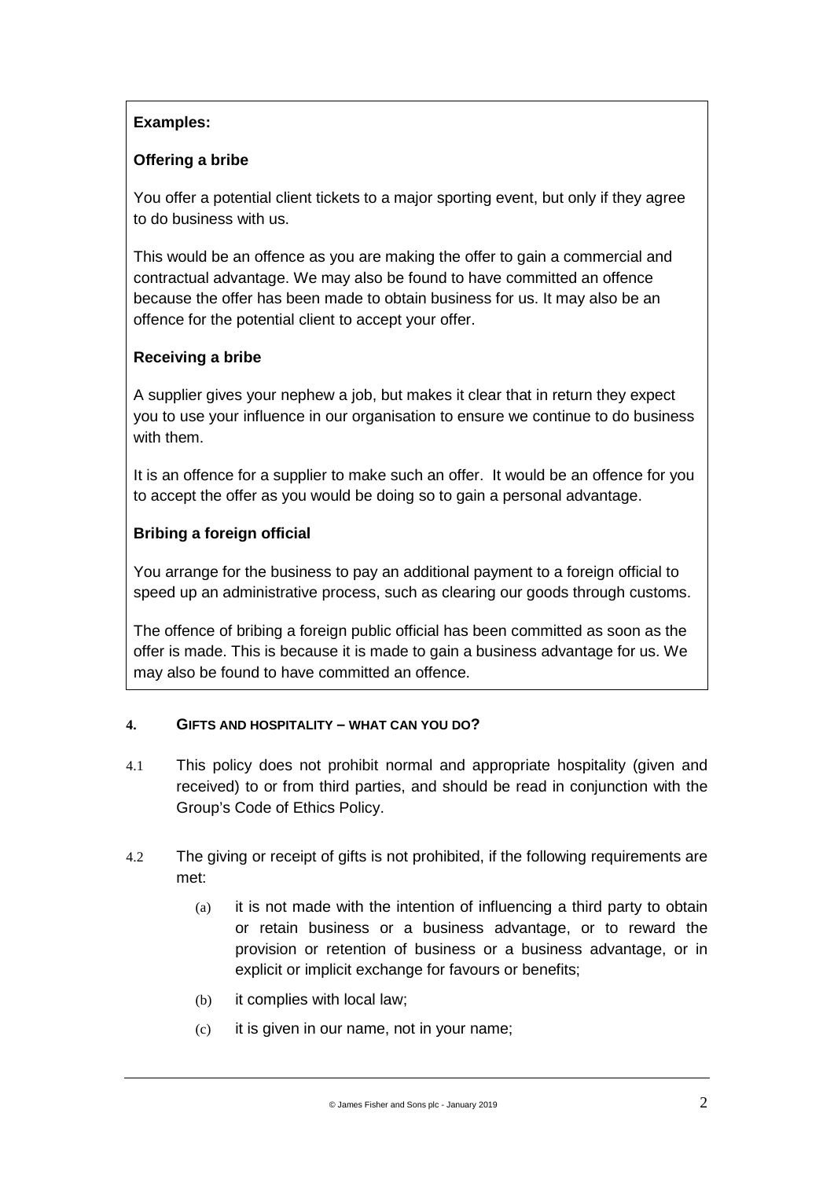**Examples:**

**Offering a bribe**

You offer a potential client tickets to a major sporting event, but only if they agree to do business with us.

This would be an offence as you are making the offer to gain a commercial and contractual advantage. We may also be found to have committed an offence because the offer has been made to obtain business for us. It may also be an offence for the potential client to accept your offer.

**Receiving a bribe**

A supplier gives your nephew a job, but makes it clear that in return they expect you to use your influence in our organisation to ensure we continue to do business with them.

It is an offence for a supplier to make such an offer. It would be an offence for you to accept the offer as you would be doing so to gain a personal advantage.

**Bribing a foreign official**

You arrange for the business to pay an additional payment to a foreign official to speed up an administrative process, such as clearing our goods through customs.

The offence of bribing a foreign public official has been committed as soon as the offer is made. This is because it is made to gain a business advantage for us. We may also be found to have committed an offence.

## 4. GIFTS AND HOSPITALITY – WHAT CAN YOU DO?

4.1 This policy does not prohibit normal and appropriate hospitality (given and received) to or from third parties, and should be read in conjunction with the Group's Code of Ethics Policy.

4.2 The giving or receipt of gifts is not prohibited, if the following requirements are met:

(a) it is not made with the intention of influencing a third party to obtain or retain business or a business advantage, or to reward the provision or retention of business or a business advantage, or in explicit or implicit exchange for favours or benefits;

(b) it complies with local law;

(c) it is given in our name, not in your name;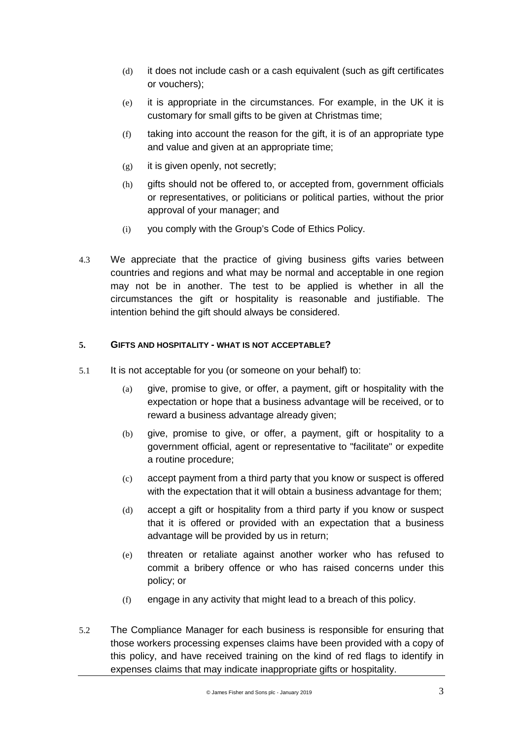(d) it does not include cash or a cash equivalent (such as gift certificates or vouchers);

(e) it is appropriate in the circumstances. For example, in the UK it is customary for small gifts to be given at Christmas time;

(f) taking into account the reason for the gift, it is of an appropriate type and value and given at an appropriate time;

(g) it is given openly, not secretly;

(h) gifts should not be offered to, or accepted from, government officials or representatives, or politicians or political parties, without the prior approval of your manager; and

(i) you comply with the Group's Code of Ethics Policy.

4.3 We appreciate that the practice of giving business gifts varies between countries and regions and what may be normal and acceptable in one region may not be in another. The test to be applied is whether in all the circumstances the gift or hospitality is reasonable and justifiable. The intention behind the gift should always be considered.

## 5. GIFTS AND HOSPITALITY - WHAT IS NOT ACCEPTABLE?

5.1 It is not acceptable for you (or someone on your behalf) to:

(a) give, promise to give, or offer, a payment, gift or hospitality with the expectation or hope that a business advantage will be received, or to reward a business advantage already given;

(b) give, promise to give, or offer, a payment, gift or hospitality to a government official, agent or representative to "facilitate" or expedite a routine procedure;

(c) accept payment from a third party that you know or suspect is offered with the expectation that it will obtain a business advantage for them;

(d) accept a gift or hospitality from a third party if you know or suspect that it is offered or provided with an expectation that a business advantage will be provided by us in return;

(e) threaten or retaliate against another worker who has refused to commit a bribery offence or who has raised concerns under this policy; or

(f) engage in any activity that might lead to a breach of this policy.

5.2 The Compliance Manager for each business is responsible for ensuring that those workers processing expenses claims have been provided with a copy of this policy, and have received training on the kind of red flags to identify in expenses claims that may indicate inappropriate gifts or hospitality.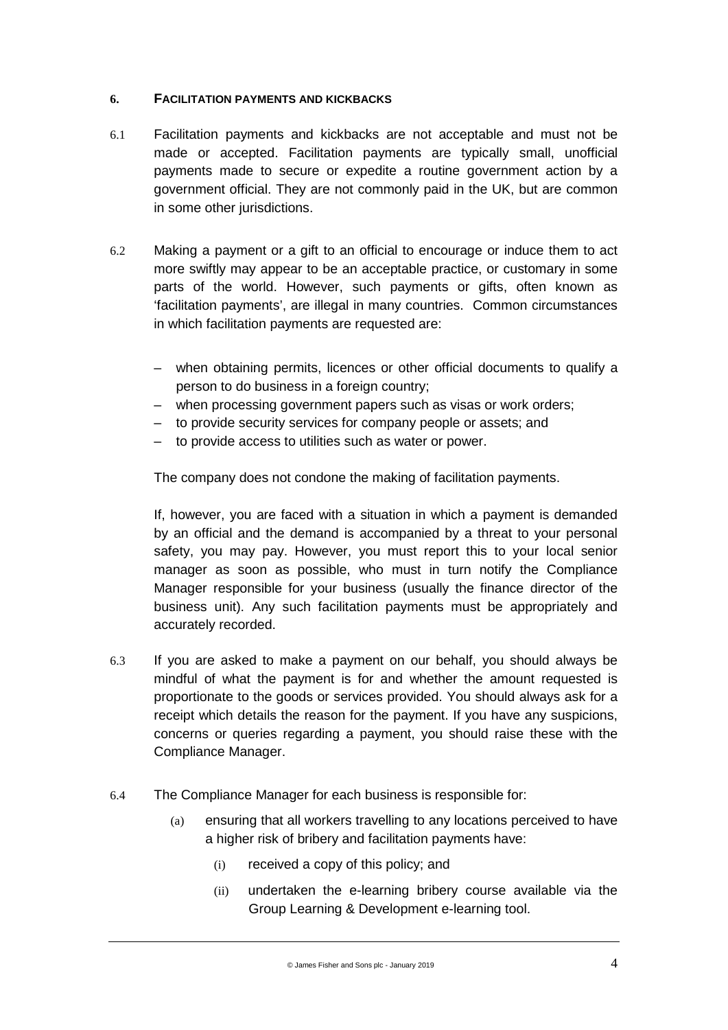## 6. FACILITATION PAYMENTS AND KICKBACKS

6.1 Facilitation payments and kickbacks are not acceptable and must not be made or accepted. Facilitation payments are typically small, unofficial payments made to secure or expedite a routine government action by a government official. They are not commonly paid in the UK, but are common in some other jurisdictions.

6.2 Making a payment or a gift to an official to encourage or induce them to act more swiftly may appear to be an acceptable practice, or customary in some parts of the world. However, such payments or gifts, often known as 'facilitation payments', are illegal in many countries. Common circumstances in which facilitation payments are requested are:

- when obtaining permits, licences or other official documents to qualify a person to do business in a foreign country;
- when processing government papers such as visas or work orders;
- to provide security services for company people or assets; and
- to provide access to utilities such as water or power.

The company does not condone the making of facilitation payments.

If, however, you are faced with a situation in which a payment is demanded by an official and the demand is accompanied by a threat to your personal safety, you may pay. However, you must report this to your local senior manager as soon as possible, who must in turn notify the Compliance Manager responsible for your business (usually the finance director of the business unit). Any such facilitation payments must be appropriately and accurately recorded.

6.3 If you are asked to make a payment on our behalf, you should always be mindful of what the payment is for and whether the amount requested is proportionate to the goods or services provided. You should always ask for a receipt which details the reason for the payment. If you have any suspicions, concerns or queries regarding a payment, you should raise these with the Compliance Manager.

6.4 The Compliance Manager for each business is responsible for:

(a) ensuring that all workers travelling to any locations perceived to have a higher risk of bribery and facilitation payments have:

(i) received a copy of this policy; and

(ii) undertaken the e-learning bribery course available via the Group Learning & Development e-learning tool.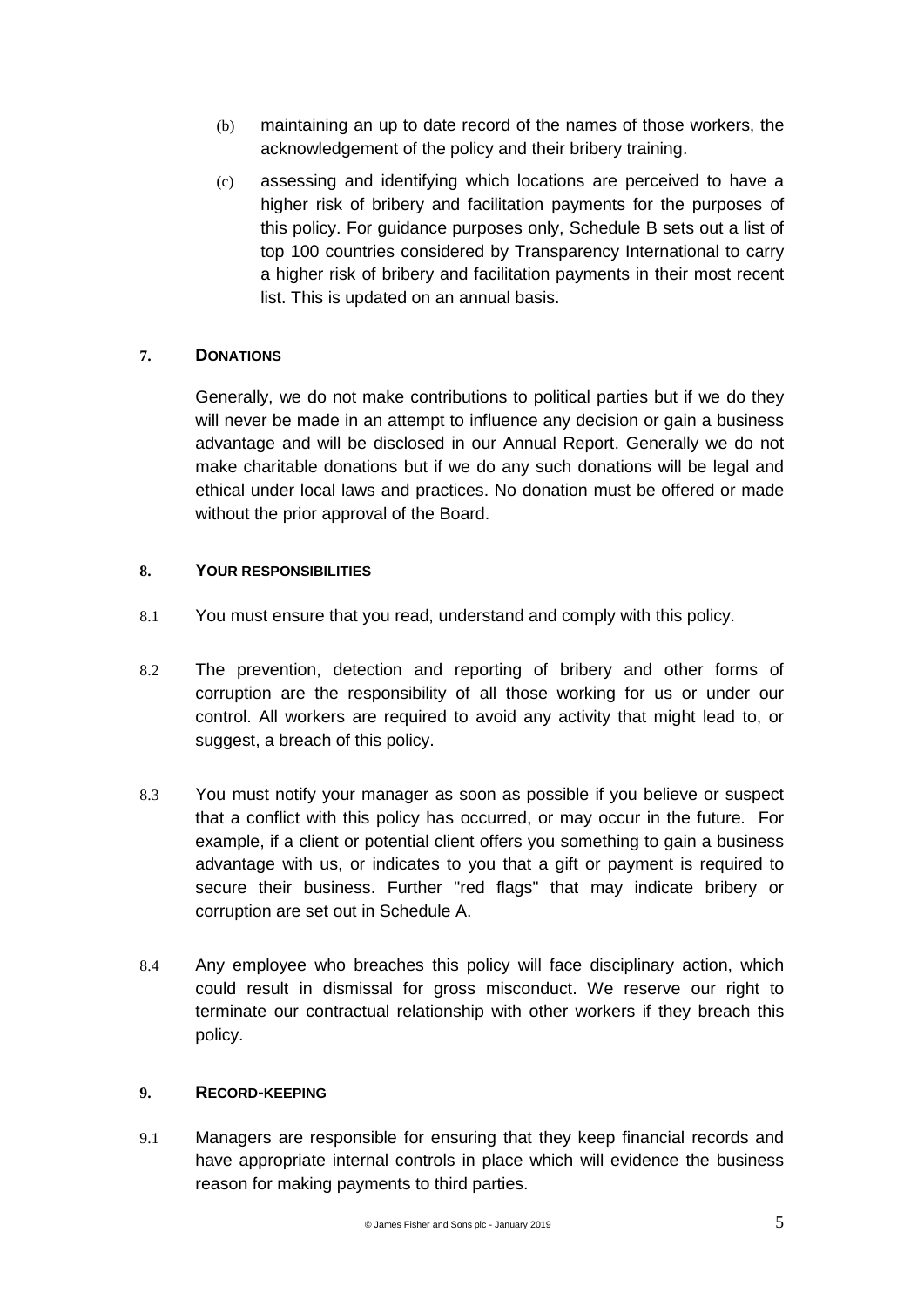(b) maintaining an up to date record of the names of those workers, the acknowledgement of the policy and their bribery training.

(c) assessing and identifying which locations are perceived to have a higher risk of bribery and facilitation payments for the purposes of this policy. For guidance purposes only, Schedule B sets out a list of top 100 countries considered by Transparency International to carry a higher risk of bribery and facilitation payments in their most recent list. This is updated on an annual basis.

## 7. DONATIONS

Generally, we do not make contributions to political parties but if we do they will never be made in an attempt to influence any decision or gain a business advantage and will be disclosed in our Annual Report. Generally we do not make charitable donations but if we do any such donations will be legal and ethical under local laws and practices. No donation must be offered or made without the prior approval of the Board.

## 8. YOUR RESPONSIBILITIES

8.1 You must ensure that you read, understand and comply with this policy.

8.2 The prevention, detection and reporting of bribery and other forms of corruption are the responsibility of all those working for us or under our control. All workers are required to avoid any activity that might lead to, or suggest, a breach of this policy.

8.3 You must notify your manager as soon as possible if you believe or suspect that a conflict with this policy has occurred, or may occur in the future. For example, if a client or potential client offers you something to gain a business advantage with us, or indicates to you that a gift or payment is required to secure their business. Further "red flags" that may indicate bribery or corruption are set out in Schedule A.

8.4 Any employee who breaches this policy will face disciplinary action, which could result in dismissal for gross misconduct. We reserve our right to terminate our contractual relationship with other workers if they breach this policy.

## 9. RECORD-KEEPING

9.1 Managers are responsible for ensuring that they keep financial records and have appropriate internal controls in place which will evidence the business reason for making payments to third parties.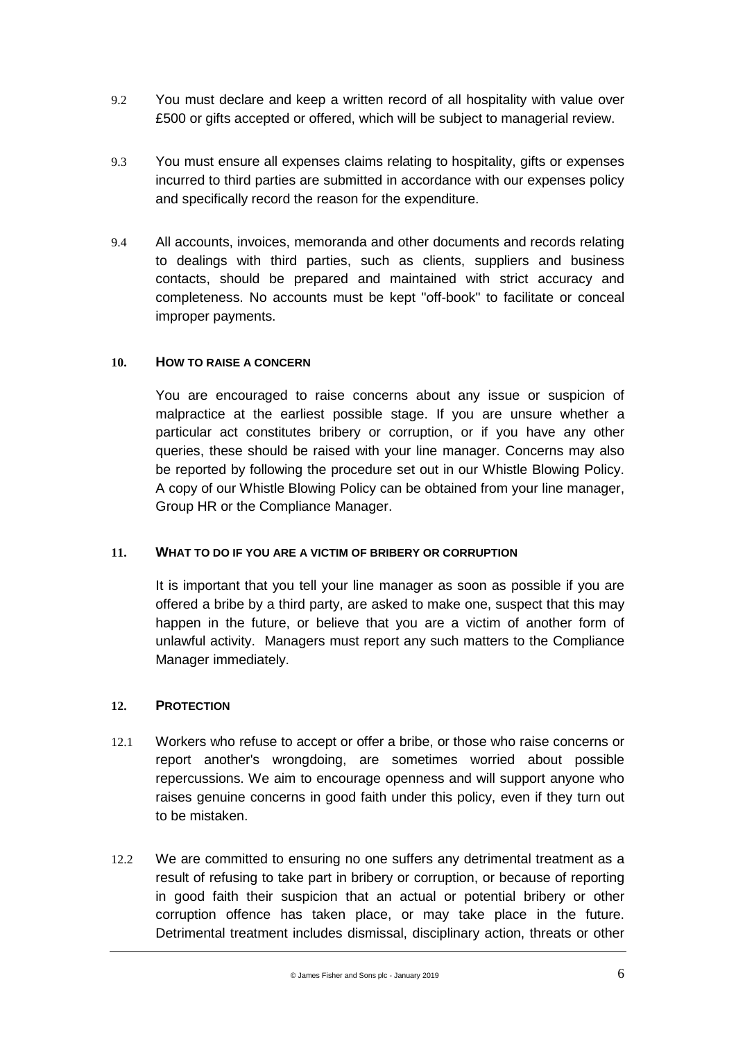9.2 You must declare and keep a written record of all hospitality with value over £500 or gifts accepted or offered, which will be subject to managerial review.

9.3 You must ensure all expenses claims relating to hospitality, gifts or expenses incurred to third parties are submitted in accordance with our expenses policy and specifically record the reason for the expenditure.

9.4 All accounts, invoices, memoranda and other documents and records relating to dealings with third parties, such as clients, suppliers and business contacts, should be prepared and maintained with strict accuracy and completeness. No accounts must be kept "off-book" to facilitate or conceal improper payments.

## 10. How to raise a concern

You are encouraged to raise concerns about any issue or suspicion of malpractice at the earliest possible stage. If you are unsure whether a particular act constitutes bribery or corruption, or if you have any other queries, these should be raised with your line manager. Concerns may also be reported by following the procedure set out in our Whistle Blowing Policy. A copy of our Whistle Blowing Policy can be obtained from your line manager, Group HR or the Compliance Manager.

## 11. What to do if you are a victim of bribery or corruption

It is important that you tell your line manager as soon as possible if you are offered a bribe by a third party, are asked to make one, suspect that this may happen in the future, or believe that you are a victim of another form of unlawful activity. Managers must report any such matters to the Compliance Manager immediately.

## 12. Protection

12.1 Workers who refuse to accept or offer a bribe, or those who raise concerns or report another's wrongdoing, are sometimes worried about possible repercussions. We aim to encourage openness and will support anyone who raises genuine concerns in good faith under this policy, even if they turn out to be mistaken.

12.2 We are committed to ensuring no one suffers any detrimental treatment as a result of refusing to take part in bribery or corruption, or because of reporting in good faith their suspicion that an actual or potential bribery or other corruption offence has taken place, or may take place in the future. Detrimental treatment includes dismissal, disciplinary action, threats or other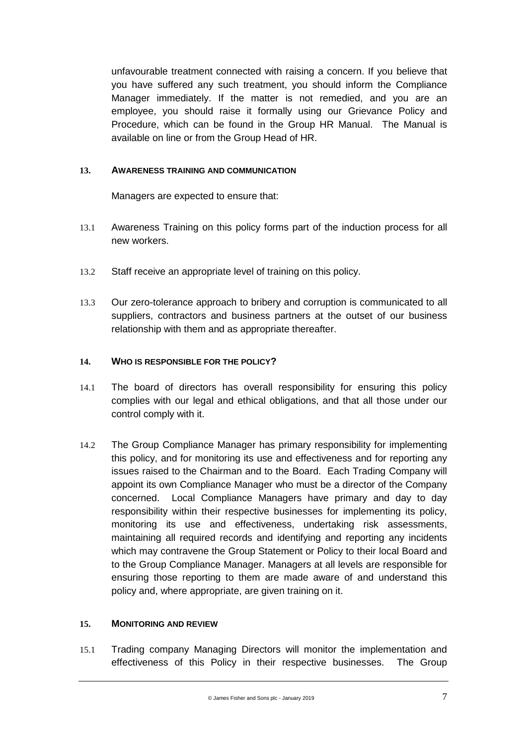unfavourable treatment connected with raising a concern. If you believe that you have suffered any such treatment, you should inform the Compliance Manager immediately. If the matter is not remedied, and you are an employee, you should raise it formally using our Grievance Policy and Procedure, which can be found in the Group HR Manual. The Manual is available on line or from the Group Head of HR.

## 13. AWARENESS TRAINING AND COMMUNICATION

Managers are expected to ensure that:

13.1 Awareness Training on this policy forms part of the induction process for all new workers.

13.2 Staff receive an appropriate level of training on this policy.

13.3 Our zero-tolerance approach to bribery and corruption is communicated to all suppliers, contractors and business partners at the outset of our business relationship with them and as appropriate thereafter.

## 14. WHO IS RESPONSIBLE FOR THE POLICY?

14.1 The board of directors has overall responsibility for ensuring this policy complies with our legal and ethical obligations, and that all those under our control comply with it.

14.2 The Group Compliance Manager has primary responsibility for implementing this policy, and for monitoring its use and effectiveness and for reporting any issues raised to the Chairman and to the Board. Each Trading Company will appoint its own Compliance Manager who must be a director of the Company concerned. Local Compliance Managers have primary and day to day responsibility within their respective businesses for implementing its policy, monitoring its use and effectiveness, undertaking risk assessments, maintaining all required records and identifying and reporting any incidents which may contravene the Group Statement or Policy to their local Board and to the Group Compliance Manager. Managers at all levels are responsible for ensuring those reporting to them are made aware of and understand this policy and, where appropriate, are given training on it.

## 15. MONITORING AND REVIEW

15.1 Trading company Managing Directors will monitor the implementation and effectiveness of this Policy in their respective businesses. The Group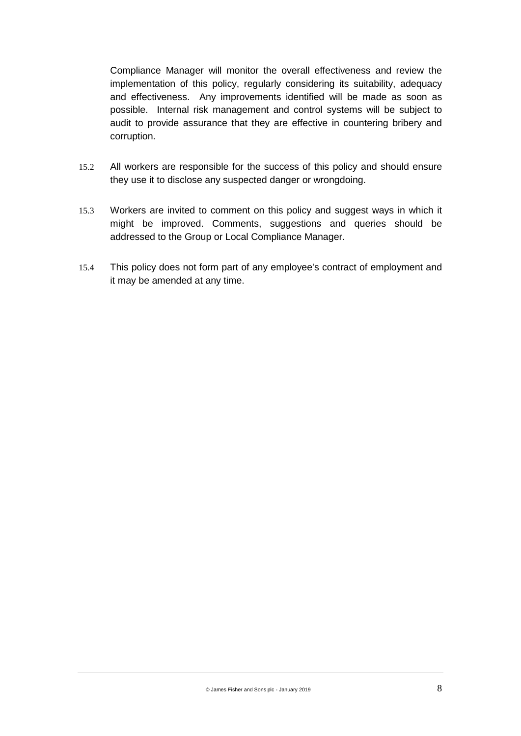Compliance Manager will monitor the overall effectiveness and review the implementation of this policy, regularly considering its suitability, adequacy and effectiveness. Any improvements identified will be made as soon as possible. Internal risk management and control systems will be subject to audit to provide assurance that they are effective in countering bribery and corruption.

15.2 All workers are responsible for the success of this policy and should ensure they use it to disclose any suspected danger or wrongdoing.

15.3 Workers are invited to comment on this policy and suggest ways in which it might be improved. Comments, suggestions and queries should be addressed to the Group or Local Compliance Manager.

15.4 This policy does not form part of any employee's contract of employment and it may be amended at any time.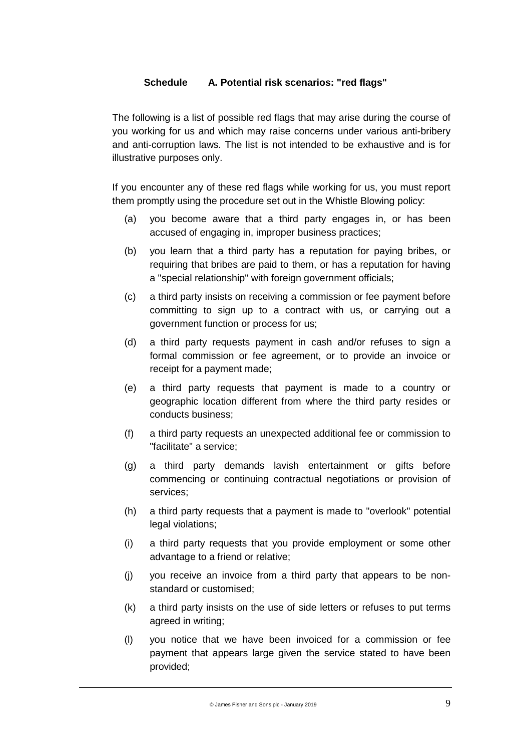## Schedule A. Potential risk scenarios: "red flags"

The following is a list of possible red flags that may arise during the course of you working for us and which may raise concerns under various anti-bribery and anti-corruption laws. The list is not intended to be exhaustive and is for illustrative purposes only.

If you encounter any of these red flags while working for us, you must report them promptly using the procedure set out in the Whistle Blowing policy:

(a) you become aware that a third party engages in, or has been accused of engaging in, improper business practices;

(b) you learn that a third party has a reputation for paying bribes, or requiring that bribes are paid to them, or has a reputation for having a "special relationship" with foreign government officials;

(c) a third party insists on receiving a commission or fee payment before committing to sign up to a contract with us, or carrying out a government function or process for us;

(d) a third party requests payment in cash and/or refuses to sign a formal commission or fee agreement, or to provide an invoice or receipt for a payment made;

(e) a third party requests that payment is made to a country or geographic location different from where the third party resides or conducts business;

(f) a third party requests an unexpected additional fee or commission to "facilitate" a service;

(g) a third party demands lavish entertainment or gifts before commencing or continuing contractual negotiations or provision of services;

(h) a third party requests that a payment is made to "overlook" potential legal violations;

(i) a third party requests that you provide employment or some other advantage to a friend or relative;

(j) you receive an invoice from a third party that appears to be non-standard or customised;

(k) a third party insists on the use of side letters or refuses to put terms agreed in writing;

(l) you notice that we have been invoiced for a commission or fee payment that appears large given the service stated to have been provided;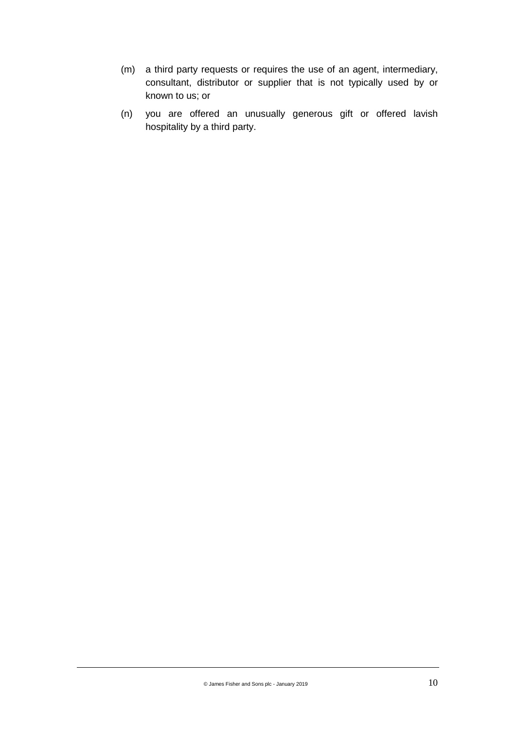(m) a third party requests or requires the use of an agent, intermediary, consultant, distributor or supplier that is not typically used by or known to us; or

(n) you are offered an unusually generous gift or offered lavish hospitality by a third party.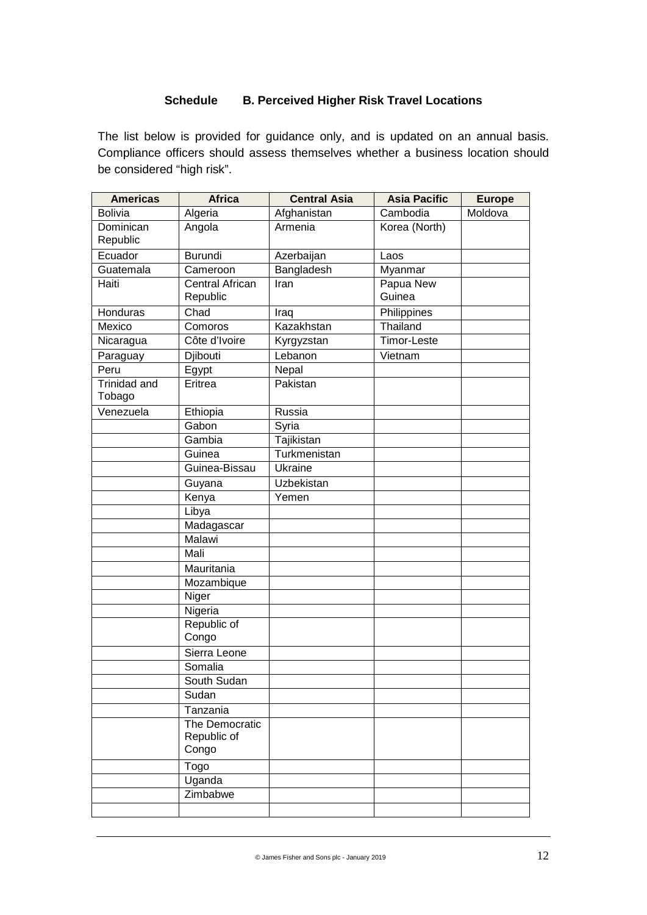## Schedule B. Perceived Higher Risk Travel Locations

The list below is provided for guidance only, and is updated on an annual basis. Compliance officers should assess themselves whether a business location should be considered "high risk".

| Americas | Africa | Central Asia | Asia Pacific | Europe |
|---|---|---|---|---|
| Bolivia | Algeria | Afghanistan | Cambodia | Moldova |
| Dominican Republic | Angola | Armenia | Korea (North) | |
| Ecuador | Burundi | Azerbaijan | Laos | |
| Guatemala | Cameroon | Bangladesh | Myanmar | |
| Haiti | Central African Republic | Iran | Papua New Guinea | |
| Honduras | Chad | Iraq | Philippines | |
| Mexico | Comoros | Kazakhstan | Thailand | |
| Nicaragua | Côte d'Ivoire | Kyrgyzstan | Timor-Leste | |
| Paraguay | Djibouti | Lebanon | Vietnam | |
| Peru | Egypt | Nepal | | |
| Trinidad and Tobago | Eritrea | Pakistan | | |
| Venezuela | Ethiopia | Russia | | |
| | Gabon | Syria | | |
| | Gambia | Tajikistan | | |
| | Guinea | Turkmenistan | | |
| | Guinea-Bissau | Ukraine | | |
| | Guyana | Uzbekistan | | |
| | Kenya | Yemen | | |
| | Libya | | | |
| | Madagascar | | | |
| | Malawi | | | |
| | Mali | | | |
| | Mauritania | | | |
| | Mozambique | | | |
| | Niger | | | |
| | Nigeria | | | |
| | Republic of Congo | | | |
| | Sierra Leone | | | |
| | Somalia | | | |
| | South Sudan | | | |
| | Sudan | | | |
| | Tanzania | | | |
| | The Democratic Republic of Congo | | | |
| | Togo | | | |
| | Uganda | | | |
| | Zimbabwe | | | |
| | | | | |

© James Fisher and Sons plc - January 2019